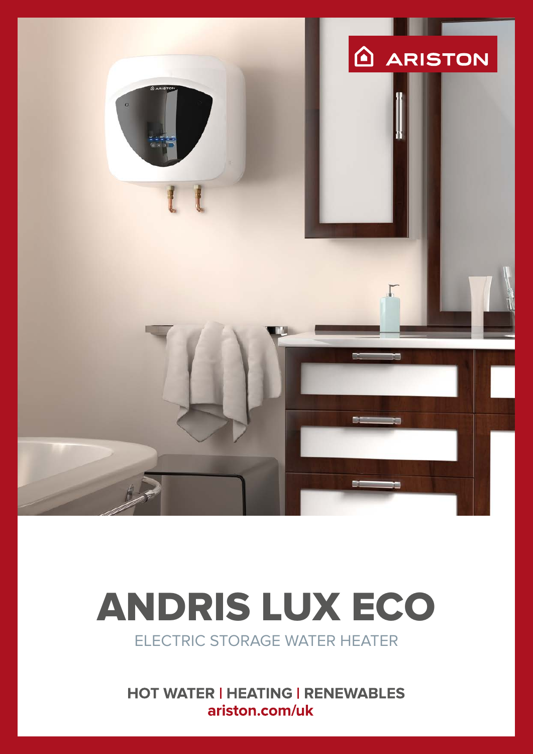ARISTON

# ANDRIS LUX ECO

ELECTRIC STORAGE WATER HEATER

**HOT WATER | HEATING | RENEWABLES**
**ariston.com/uk**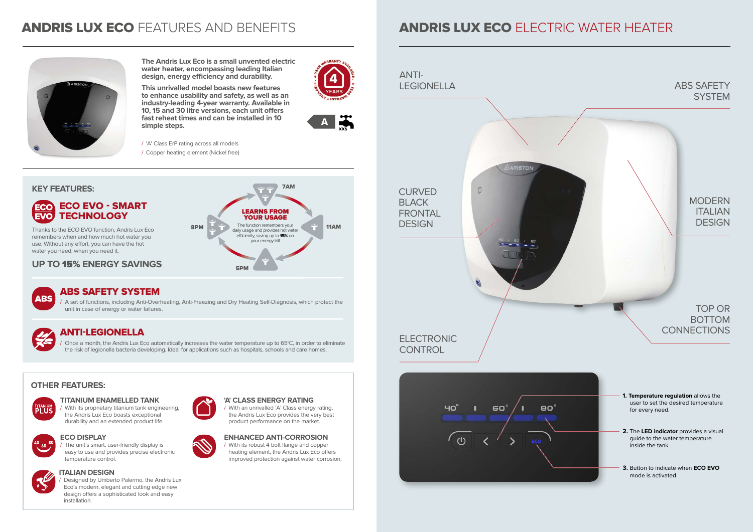# ANDRIS LUX ECO FEATURES AND BENEFITS

**The Andris Lux Eco is a small unvented electric water heater, encompassing leading Italian design, energy efficiency and durability.**

**This unrivalled model boasts new features to enhance usability and safety, as well as an industry-leading 4-year warranty. Available in 10, 15 and 30 litre versions, each unit offers fast reheat times and can be installed in 10 simple steps.**

4 YEAR WARRANTY AVAILABLE · 4 YEARS

A · XXS

- 'A' Class ErP rating across all models
- Copper heating element (Nickel free)

## KEY FEATURES:

### ECO EVO - SMART TECHNOLOGY

Thanks to the ECO EVO function, Andris Lux Eco remembers when and how much hot water you use. Without any effort, you can have the hot water you need, when you need it.

**LEARNS FROM YOUR USAGE**

The function remembers your daily usage and provides hot water efficiently, saving up to **15%** on your energy bill

7AM · 11AM · 5PM · 8PM

### UP TO 15% ENERGY SAVINGS

### ABS SAFETY SYSTEM

- A set of functions, including Anti-Overheating, Anti-Freezing and Dry Heating Self-Diagnosis, which protect the unit in case of energy or water failures.

### ANTI-LEGIONELLA

- Once a month, the Andris Lux Eco automatically increases the water temperature up to 65°C, in order to eliminate the risk of legionella bacteria developing. Ideal for applications such as hospitals, schools and care homes.

## OTHER FEATURES:

### TITANIUM ENAMELLED TANK

- With its proprietary titanium tank engineering, the Andris Lux Eco boasts exceptional durability and an extended product life.

### ECO DISPLAY

- The unit's smart, user-friendly display is easy to use and provides precise electronic temperature control.

### ITALIAN DESIGN

- Designed by Umberto Palermo, the Andris Lux Eco's modern, elegant and cutting edge new design offers a sophisticated look and easy installation.

### 'A' CLASS ENERGY RATING

- With an unrivalled 'A' Class energy rating, the Andris Lux Eco provides the very best product performance on the market.

### ENHANCED ANTI-CORROSION

- With its robust 4 bolt flange and copper heating element, the Andris Lux Eco offers improved protection against water corrosion.

# ANDRIS LUX ECO ELECTRIC WATER HEATER

ANTI-LEGIONELLA

ABS SAFETY SYSTEM

CURVED BLACK FRONTAL DESIGN

MODERN ITALIAN DESIGN

TOP OR BOTTOM CONNECTIONS

ELECTRONIC CONTROL

1. **Temperature regulation** allows the user to set the desired temperature for every need.
2. The **LED indicator** provides a visual guide to the water temperature inside the tank.
3. Button to indicate when **ECO EVO** mode is activated.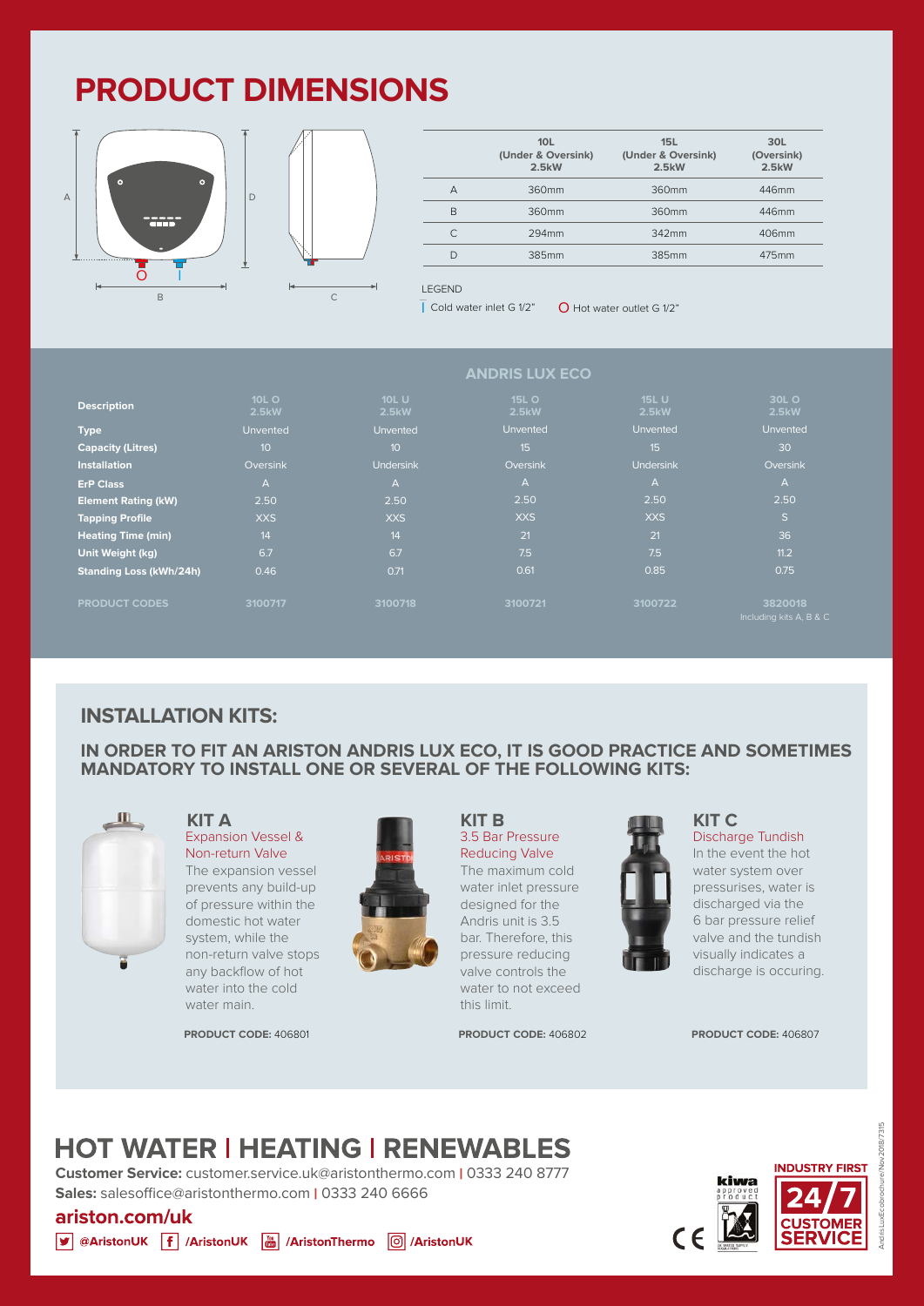# PRODUCT DIMENSIONS

| | 10L (Under & Oversink) 2.5kW | 15L (Under & Oversink) 2.5kW | 30L (Oversink) 2.5kW |
|---|---|---|---|
| A | 360mm | 360mm | 446mm |
| B | 360mm | 360mm | 446mm |
| C | 294mm | 342mm | 406mm |
| D | 385mm | 385mm | 475mm |

LEGEND

| Cold water inlet G 1/2"

O Hot water outlet G 1/2"

## ANDRIS LUX ECO

| Description | 10L O 2.5kW | 10L U 2.5kW | 15L O 2.5kW | 15L U 2.5kW | 30L O 2.5kW |
|---|---|---|---|---|---|
| **Type** | Unvented | Unvented | Unvented | Unvented | Unvented |
| **Capacity (Litres)** | 10 | 10 | 15 | 15 | 30 |
| **Installation** | Oversink | Undersink | Oversink | Undersink | Oversink |
| **ErP Class** | A | A | A | A | A |
| **Element Rating (kW)** | 2.50 | 2.50 | 2.50 | 2.50 | 2.50 |
| **Tapping Profile** | XXS | XXS | XXS | XXS | S |
| **Heating Time (min)** | 14 | 14 | 21 | 21 | 36 |
| **Unit Weight (kg)** | 6.7 | 6.7 | 7.5 | 7.5 | 11.2 |
| **Standing Loss (kWh/24h)** | 0.46 | 0.71 | 0.61 | 0.85 | 0.75 |
| **PRODUCT CODES** | 3100717 | 3100718 | 3100721 | 3100722 | 3820018 Including kits A, B & C |

## INSTALLATION KITS:

**IN ORDER TO FIT AN ARISTON ANDRIS LUX ECO, IT IS GOOD PRACTICE AND SOMETIMES MANDATORY TO INSTALL ONE OR SEVERAL OF THE FOLLOWING KITS:**

### KIT A
Expansion Vessel & Non-return Valve

The expansion vessel prevents any build-up of pressure within the domestic hot water system, while the non-return valve stops any backflow of hot water into the cold water main.

**PRODUCT CODE:** 406801

### KIT B
3.5 Bar Pressure Reducing Valve

The maximum cold water inlet pressure designed for the Andris unit is 3.5 bar. Therefore, this pressure reducing valve controls the water to not exceed this limit.

**PRODUCT CODE:** 406802

### KIT C
Discharge Tundish

In the event the hot water system over pressurises, water is discharged via the 6 bar pressure relief valve and the tundish visually indicates a discharge is occuring.

**PRODUCT CODE:** 406807

# HOT WATER | HEATING | RENEWABLES

**Customer Service:** customer.service.uk@aristonthermo.com | 0333 240 8777

**Sales:** salesoffice@aristonthermo.com | 0333 240 6666

**ariston.com/uk**

@AristonUK | /AristonUK | /AristonThermo | /AristonUK

INDUSTRY FIRST 24/7 CUSTOMER SERVICE

AndrisLuxEcobrochure/Nov2018/7315